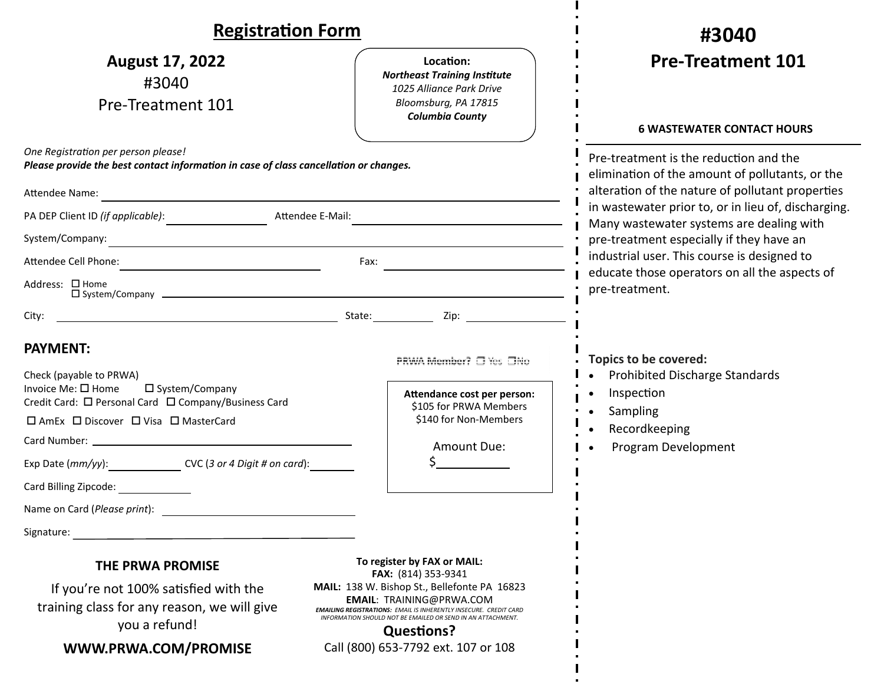# Registration Form

## August 17, 2022

#3040

Pre-Treatment 101

**Location:**
***Northeast Training Institute***
*1025 Alliance Park Drive*
*Bloomsburg, PA 17815*
***Columbia County***

*One Registration per person please!*
***Please provide the best contact information in case of class cancellation or changes.***

Attendee Name: ______________________________

PA DEP Client ID *(if applicable)*: ______________ Attendee E-Mail: ______________________

System/Company: ______________________________

Attendee Cell Phone: ______________________ Fax: ______________________

Address: ☐ Home ☐ System/Company ______________________________

City: ______________________ State: __________ Zip: __________

## PAYMENT:

PRWA Member? ☐ Yes ☐No

Check (payable to PRWA)
Invoice Me: ☐ Home ☐ System/Company
Credit Card: ☐ Personal Card ☐ Company/Business Card
☐ AmEx ☐ Discover ☐ Visa ☐ MasterCard

Card Number: ______________________________

Exp Date (*mm/yy*): __________ CVC (*3 or 4 Digit # on card*): __________

Card Billing Zipcode: __________

Name on Card (*Please print*): ______________________

Signature: ______________________

**Attendance cost per person:**
$105 for PRWA Members
$140 for Non-Members

Amount Due:
$__________

### THE PRWA PROMISE

If you're not 100% satisfied with the training class for any reason, we will give you a refund!

**WWW.PRWA.COM/PROMISE**

**To register by FAX or MAIL:**
**FAX:** (814) 353-9341
**MAIL:** 138 W. Bishop St., Bellefonte PA 16823
**EMAIL**: TRAINING@PRWA.COM
***EMAILING REGISTRATIONS:*** *EMAIL IS INHERENTLY INSECURE. CREDIT CARD INFORMATION SHOULD NOT BE EMAILED OR SEND IN AN ATTACHMENT.*

**Questions?**
Call (800) 653-7792 ext. 107 or 108

# #3040 Pre-Treatment 101

**6 WASTEWATER CONTACT HOURS**

Pre-treatment is the reduction and the elimination of the amount of pollutants, or the alteration of the nature of pollutant properties in wastewater prior to, or in lieu of, discharging. Many wastewater systems are dealing with pre-treatment especially if they have an industrial user. This course is designed to educate those operators on all the aspects of pre-treatment.

**Topics to be covered:**

- Prohibited Discharge Standards
- Inspection
- Sampling
- Recordkeeping
- Program Development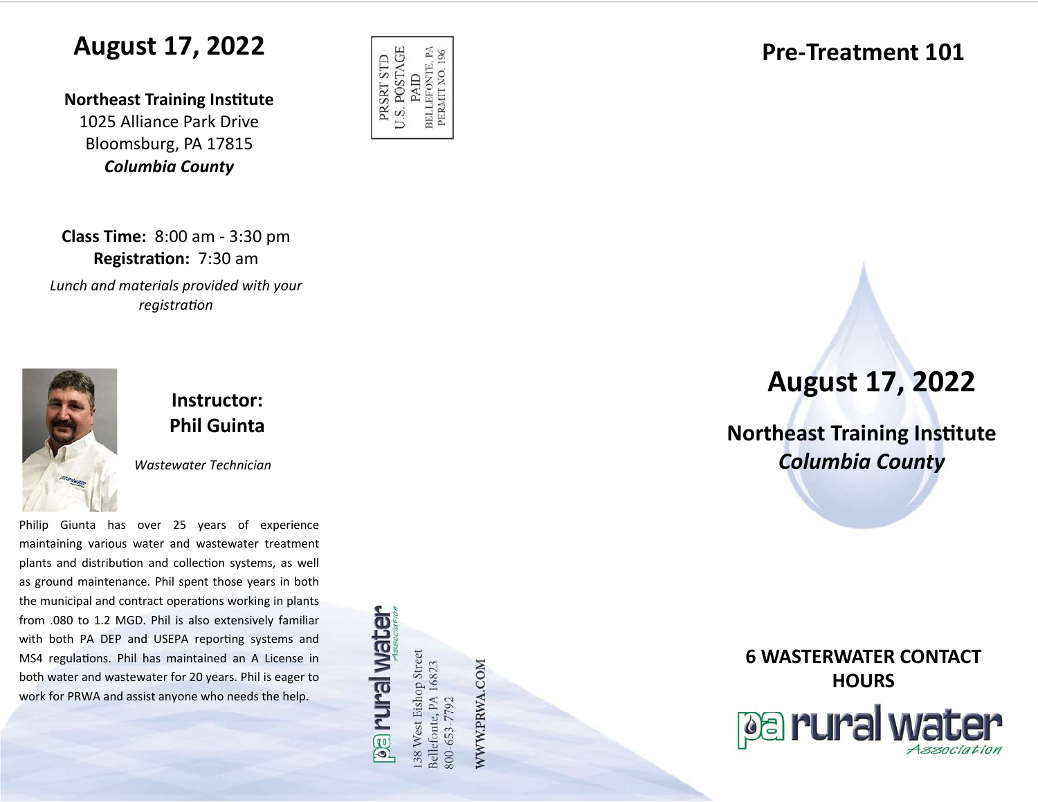# August 17, 2022

**Northeast Training Institute**
1025 Alliance Park Drive
Bloomsburg, PA 17815
***Columbia County***

**Class Time:** 8:00 am - 3:30 pm
**Registration:** 7:30 am

*Lunch and materials provided with your registration*

## Instructor:
## Phil Guinta

*Wastewater Technician*

Philip Giunta has over 25 years of experience maintaining various water and wastewater treatment plants and distribution and collection systems, as well as ground maintenance. Phil spent those years in both the municipal and contract operations working in plants from .080 to 1.2 MGD. Phil is also extensively familiar with both PA DEP and USEPA reporting systems and MS4 regulations. Phil has maintained an A License in both water and wastewater for 20 years. Phil is eager to work for PRWA and assist anyone who needs the help.

PRSRT STD
U.S. POSTAGE
PAID
BELLEFONTE, PA
PERMIT NO. 196

pa rural water Association
138 West Bishop Street
Bellefonte, PA 16823
800-653-7792
WWW.PRWA.COM

# Pre-Treatment 101

# August 17, 2022

**Northeast Training Institute**
***Columbia County***

**6 WASTERWATER CONTACT HOURS**

pa rural water Association